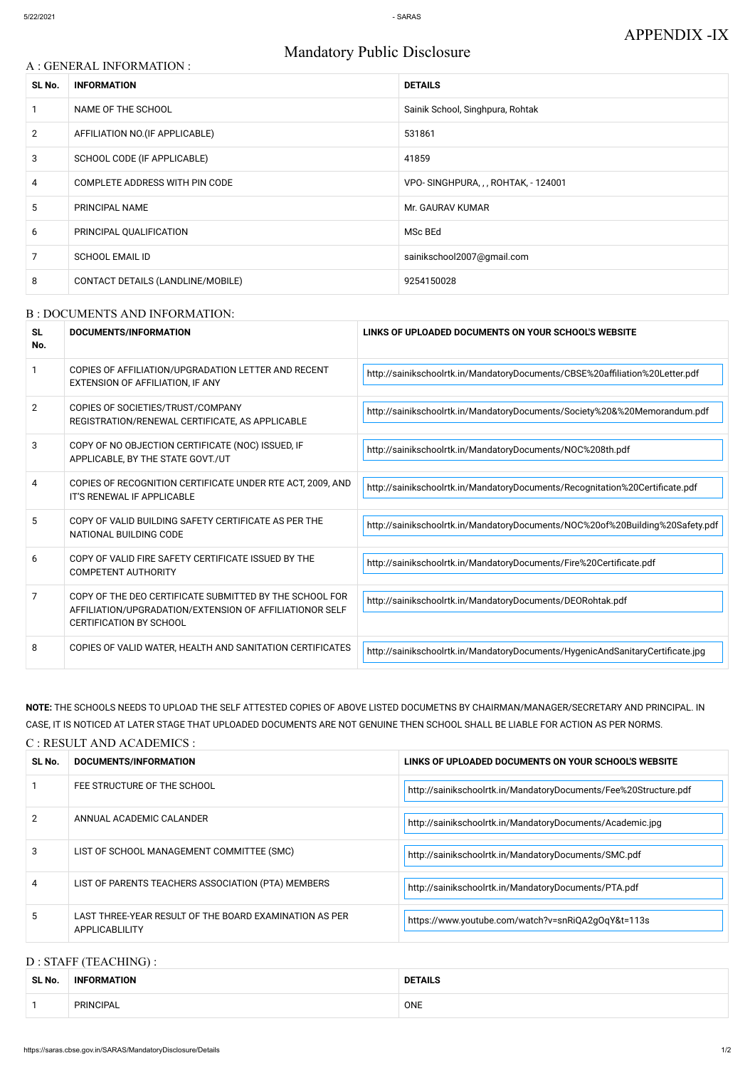APPENDIX -IX

# Mandatory Public Disclosure

## A : GENERAL INFORMATION :

| SL No. | INFORMATION | DETAILS |
|---|---|---|
| 1 | NAME OF THE SCHOOL | Sainik School, Singhpura, Rohtak |
| 2 | AFFILIATION NO.(IF APPLICABLE) | 531861 |
| 3 | SCHOOL CODE (IF APPLICABLE) | 41859 |
| 4 | COMPLETE ADDRESS WITH PIN CODE | VPO- SINGHPURA, , , ROHTAK, - 124001 |
| 5 | PRINCIPAL NAME | Mr. GAURAV KUMAR |
| 6 | PRINCIPAL QUALIFICATION | MSc BEd |
| 7 | SCHOOL EMAIL ID | sainikschool2007@gmail.com |
| 8 | CONTACT DETAILS (LANDLINE/MOBILE) | 9254150028 |

## B : DOCUMENTS AND INFORMATION:

| SL No. | DOCUMENTS/INFORMATION | LINKS OF UPLOADED DOCUMENTS ON YOUR SCHOOL'S WEBSITE |
|---|---|---|
| 1 | COPIES OF AFFILIATION/UPGRADATION LETTER AND RECENT EXTENSION OF AFFILIATION, IF ANY | http://sainikschoolrtk.in/MandatoryDocuments/CBSE%20affiliation%20Letter.pdf |
| 2 | COPIES OF SOCIETIES/TRUST/COMPANY REGISTRATION/RENEWAL CERTIFICATE, AS APPLICABLE | http://sainikschoolrtk.in/MandatoryDocuments/Society%20&%20Memorandum.pdf |
| 3 | COPY OF NO OBJECTION CERTIFICATE (NOC) ISSUED, IF APPLICABLE, BY THE STATE GOVT./UT | http://sainikschoolrtk.in/MandatoryDocuments/NOC%208th.pdf |
| 4 | COPIES OF RECOGNITION CERTIFICATE UNDER RTE ACT, 2009, AND IT'S RENEWAL IF APPLICABLE | http://sainikschoolrtk.in/MandatoryDocuments/Recognitation%20Certificate.pdf |
| 5 | COPY OF VALID BUILDING SAFETY CERTIFICATE AS PER THE NATIONAL BUILDING CODE | http://sainikschoolrtk.in/MandatoryDocuments/NOC%20of%20Building%20Safety.pdf |
| 6 | COPY OF VALID FIRE SAFETY CERTIFICATE ISSUED BY THE COMPETENT AUTHORITY | http://sainikschoolrtk.in/MandatoryDocuments/Fire%20Certificate.pdf |
| 7 | COPY OF THE DEO CERTIFICATE SUBMITTED BY THE SCHOOL FOR AFFILIATION/UPGRADATION/EXTENSION OF AFFILIATIONOR SELF CERTIFICATION BY SCHOOL | http://sainikschoolrtk.in/MandatoryDocuments/DEORohtak.pdf |
| 8 | COPIES OF VALID WATER, HEALTH AND SANITATION CERTIFICATES | http://sainikschoolrtk.in/MandatoryDocuments/HygenicAndSanitaryCertificate.jpg |

**NOTE:** THE SCHOOLS NEEDS TO UPLOAD THE SELF ATTESTED COPIES OF ABOVE LISTED DOCUMETNS BY CHAIRMAN/MANAGER/SECRETARY AND PRINCIPAL. IN CASE, IT IS NOTICED AT LATER STAGE THAT UPLOADED DOCUMENTS ARE NOT GENUINE THEN SCHOOL SHALL BE LIABLE FOR ACTION AS PER NORMS.

## C : RESULT AND ACADEMICS :

| SL No. | DOCUMENTS/INFORMATION | LINKS OF UPLOADED DOCUMENTS ON YOUR SCHOOL'S WEBSITE |
|---|---|---|
| 1 | FEE STRUCTURE OF THE SCHOOL | http://sainikschoolrtk.in/MandatoryDocuments/Fee%20Structure.pdf |
| 2 | ANNUAL ACADEMIC CALANDER | http://sainikschoolrtk.in/MandatoryDocuments/Academic.jpg |
| 3 | LIST OF SCHOOL MANAGEMENT COMMITTEE (SMC) | http://sainikschoolrtk.in/MandatoryDocuments/SMC.pdf |
| 4 | LIST OF PARENTS TEACHERS ASSOCIATION (PTA) MEMBERS | http://sainikschoolrtk.in/MandatoryDocuments/PTA.pdf |
| 5 | LAST THREE-YEAR RESULT OF THE BOARD EXAMINATION AS PER APPLICABLILITY | https://www.youtube.com/watch?v=snRiQA2gOqY&t=113s |

## D : STAFF (TEACHING) :

| SL No. | INFORMATION | DETAILS |
|---|---|---|
| 1 | PRINCIPAL | ONE |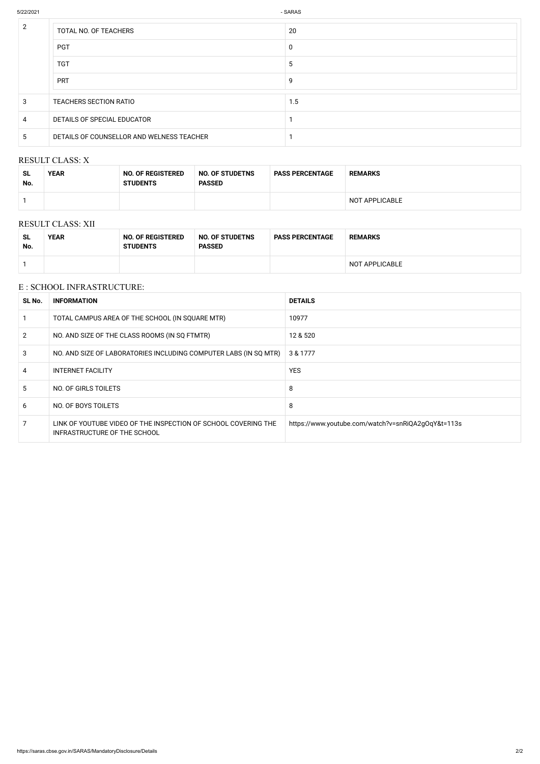| | | |
|---|---|---|
| 2 | TOTAL NO. OF TEACHERS | 20 |
| | PGT | 0 |
| | TGT | 5 |
| | PRT | 9 |
| 3 | TEACHERS SECTION RATIO | 1.5 |
| 4 | DETAILS OF SPECIAL EDUCATOR | 1 |
| 5 | DETAILS OF COUNSELLOR AND WELNESS TEACHER | 1 |

## RESULT CLASS: X

| SL No. | YEAR | NO. OF REGISTERED STUDENTS | NO. OF STUDETNS PASSED | PASS PERCENTAGE | REMARKS |
|---|---|---|---|---|---|
| 1 | | | | | NOT APPLICABLE |

## RESULT CLASS: XII

| SL No. | YEAR | NO. OF REGISTERED STUDENTS | NO. OF STUDETNS PASSED | PASS PERCENTAGE | REMARKS |
|---|---|---|---|---|---|
| 1 | | | | | NOT APPLICABLE |

## E : SCHOOL INFRASTRUCTURE:

| SL No. | INFORMATION | DETAILS |
|---|---|---|
| 1 | TOTAL CAMPUS AREA OF THE SCHOOL (IN SQUARE MTR) | 10977 |
| 2 | NO. AND SIZE OF THE CLASS ROOMS (IN SQ FTMTR) | 12 & 520 |
| 3 | NO. AND SIZE OF LABORATORIES INCLUDING COMPUTER LABS (IN SQ MTR) | 3 & 1777 |
| 4 | INTERNET FACILITY | YES |
| 5 | NO. OF GIRLS TOILETS | 8 |
| 6 | NO. OF BOYS TOILETS | 8 |
| 7 | LINK OF YOUTUBE VIDEO OF THE INSPECTION OF SCHOOL COVERING THE INFRASTRUCTURE OF THE SCHOOL | https://www.youtube.com/watch?v=snRiQA2gOqY&t=113s |